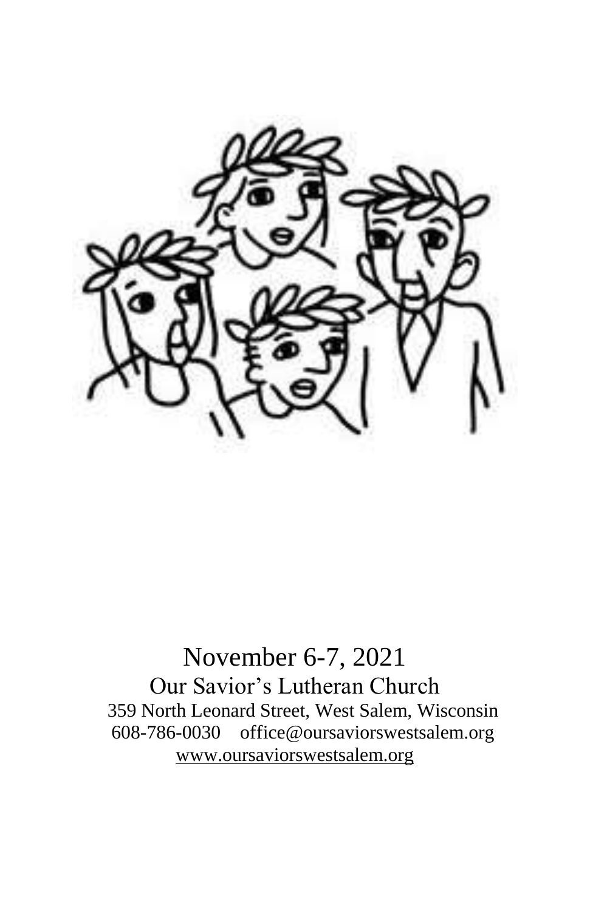November 6-7, 2021

Our Savior's Lutheran Church

359 North Leonard Street, West Salem, Wisconsin

608-786-0030 office@oursaviorswestsalem.org

www.oursaviorswestsalem.org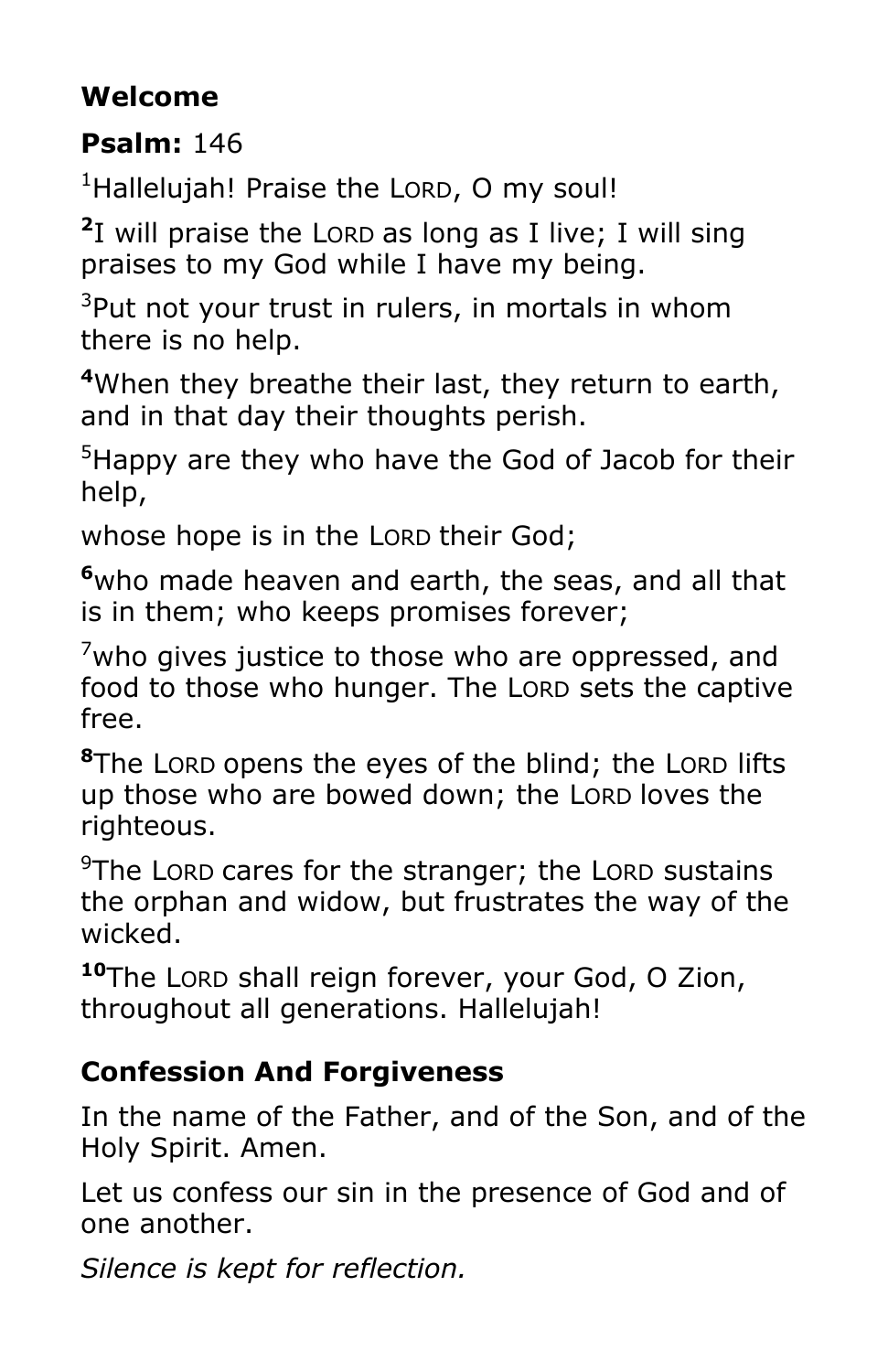**Welcome**

**Psalm:** 146

[1]Hallelujah! Praise the LORD, O my soul!

**[2]**I will praise the LORD as long as I live; I will sing praises to my God while I have my being.

[3]Put not your trust in rulers, in mortals in whom there is no help.

**[4]**When they breathe their last, they return to earth, and in that day their thoughts perish.

[5]Happy are they who have the God of Jacob for their help,

whose hope is in the LORD their God;

**[6]**who made heaven and earth, the seas, and all that is in them; who keeps promises forever;

[7]who gives justice to those who are oppressed, and food to those who hunger. The LORD sets the captive free.

**[8]**The LORD opens the eyes of the blind; the LORD lifts up those who are bowed down; the LORD loves the righteous.

[9]The LORD cares for the stranger; the LORD sustains the orphan and widow, but frustrates the way of the wicked.

**[10]**The LORD shall reign forever, your God, O Zion, throughout all generations. Hallelujah!

**Confession And Forgiveness**

In the name of the Father, and of the Son, and of the Holy Spirit. Amen.

Let us confess our sin in the presence of God and of one another.

*Silence is kept for reflection.*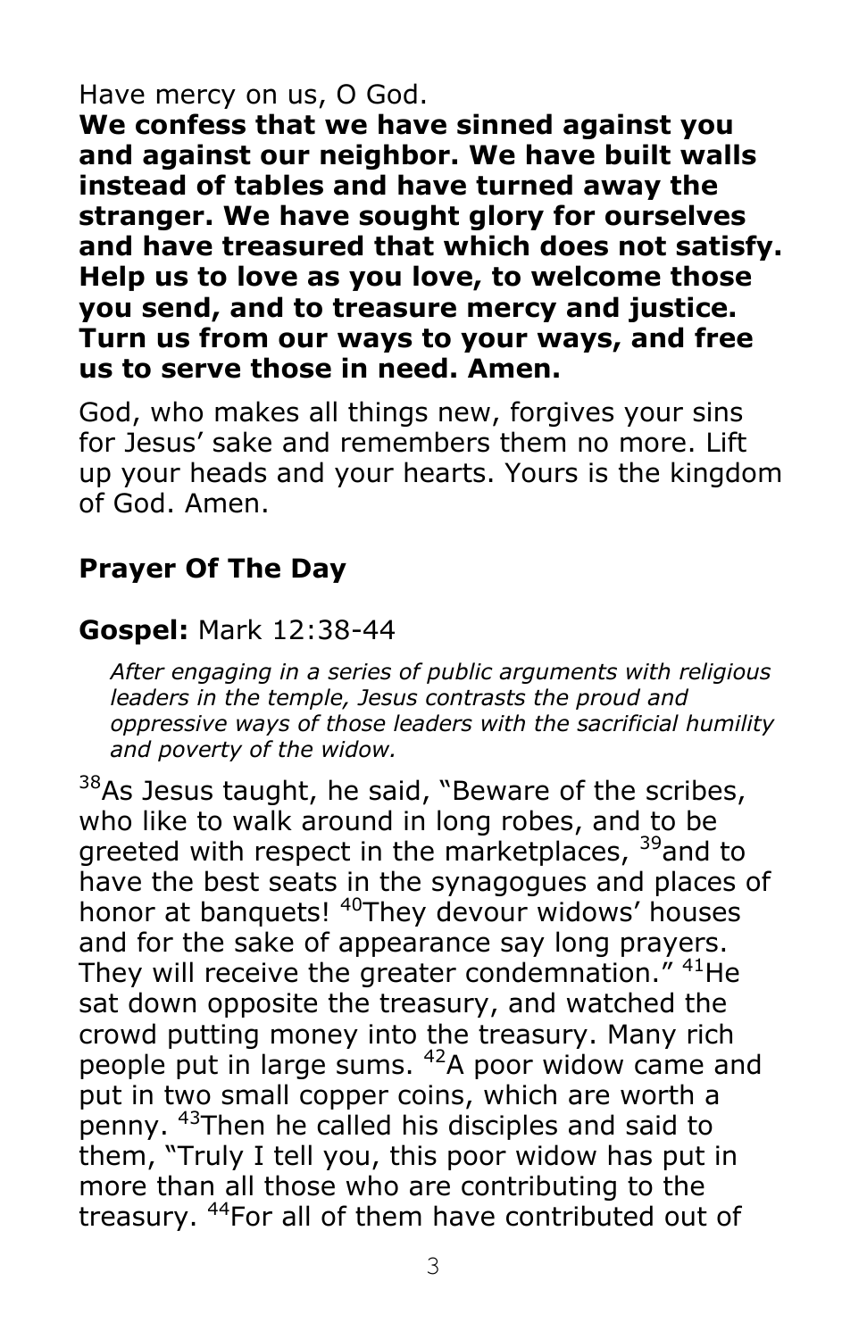Have mercy on us, O God.

**We confess that we have sinned against you and against our neighbor. We have built walls instead of tables and have turned away the stranger. We have sought glory for ourselves and have treasured that which does not satisfy. Help us to love as you love, to welcome those you send, and to treasure mercy and justice. Turn us from our ways to your ways, and free us to serve those in need. Amen.**

God, who makes all things new, forgives your sins for Jesus' sake and remembers them no more. Lift up your heads and your hearts. Yours is the kingdom of God. Amen.

## Prayer Of The Day

## **Gospel:** Mark 12:38-44

*After engaging in a series of public arguments with religious leaders in the temple, Jesus contrasts the proud and oppressive ways of those leaders with the sacrificial humility and poverty of the widow.*

[38]As Jesus taught, he said, "Beware of the scribes, who like to walk around in long robes, and to be greeted with respect in the marketplaces, [39]and to have the best seats in the synagogues and places of honor at banquets! [40]They devour widows' houses and for the sake of appearance say long prayers. They will receive the greater condemnation." [41]He sat down opposite the treasury, and watched the crowd putting money into the treasury. Many rich people put in large sums. [42]A poor widow came and put in two small copper coins, which are worth a penny. [43]Then he called his disciples and said to them, "Truly I tell you, this poor widow has put in more than all those who are contributing to the treasury. [44]For all of them have contributed out of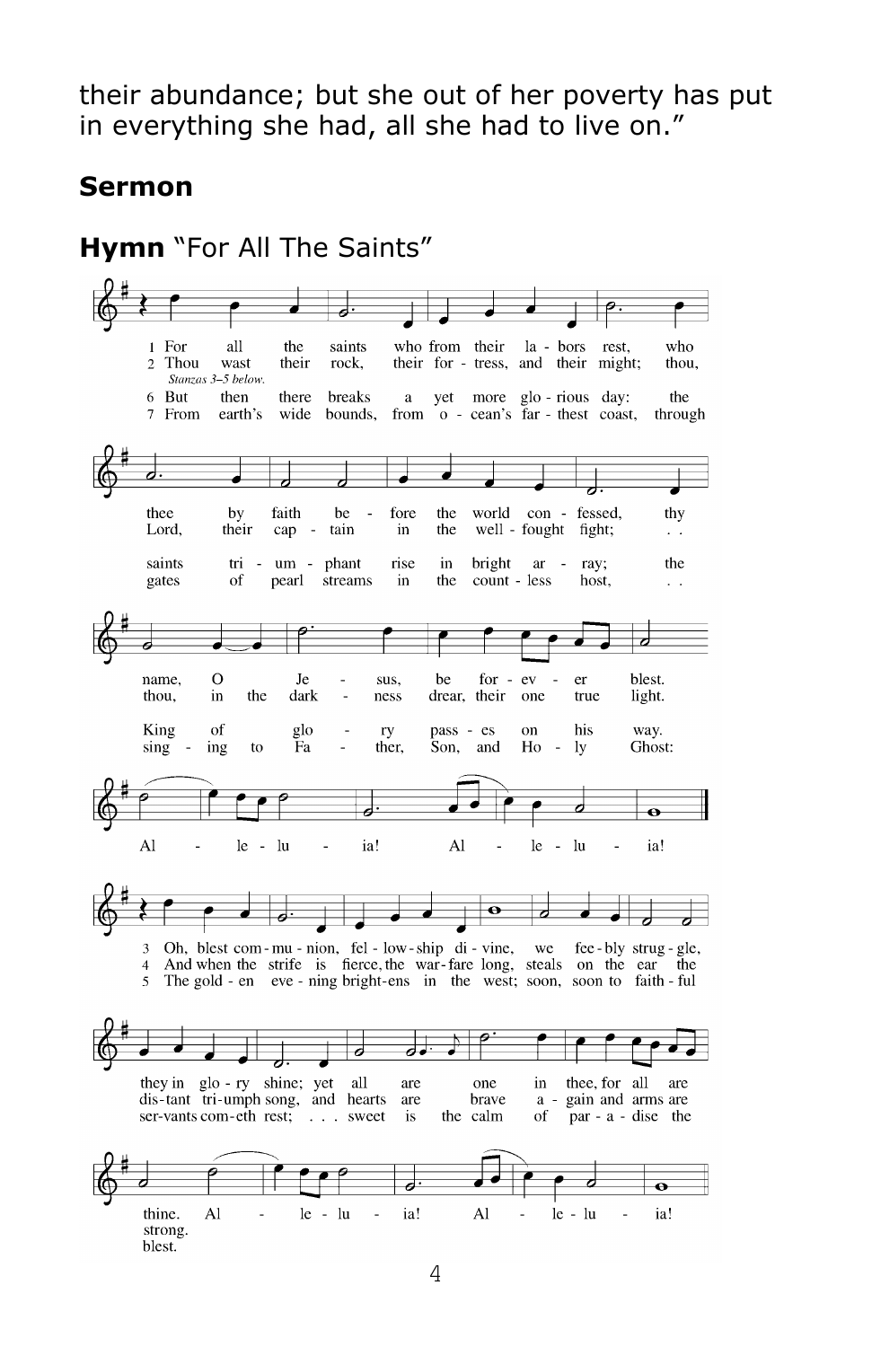their abundance; but she out of her poverty has put in everything she had, all she had to live on."

## Sermon

## **Hymn** "For All The Saints"

1 For all the saints who from their labors rest, who thee by faith before the world confessed, thy name, O Jesus, be forever blest. Alleluia! Alleluia!

2 Thou wast their rock, their fortress, and their might; thou, Lord, their captain in the well-fought fight; thou, in the darkness drear, their one true light. Alleluia! Alleluia!

*Stanzas 3–5 below.*

6 But then there breaks a yet more glorious day: the saints triumphant rise in bright array; the King of glory passes on his way. Alleluia! Alleluia!

7 From earth's wide bounds, from ocean's farthest coast, through gates of pearl streams in the countless host, singing to Father, Son, and Holy Ghost: Alleluia! Alleluia!

3 Oh, blest communion, fellowship divine, we feebly struggle, they in glory shine; yet all are one in thee, for all are thine. Alleluia! Alleluia!

4 And when the strife is fierce, the warfare long, steals on the ear the distant triumph song, and hearts are brave again and arms are strong. Alleluia! Alleluia!

5 The golden evening brightens in the west; soon, soon to faithful servants cometh rest; sweet is the calm of paradise the blest. Alleluia! Alleluia!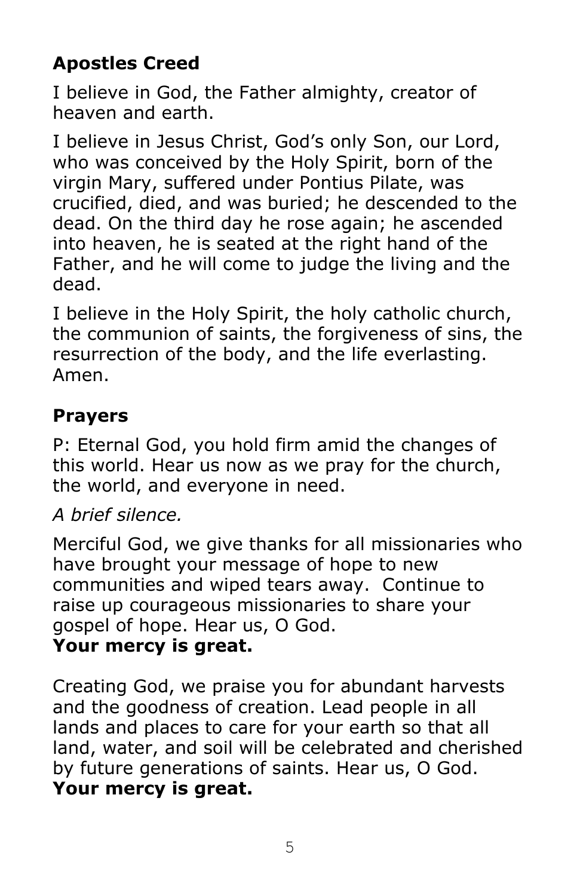## Apostles Creed

I believe in God, the Father almighty, creator of heaven and earth.

I believe in Jesus Christ, God's only Son, our Lord, who was conceived by the Holy Spirit, born of the virgin Mary, suffered under Pontius Pilate, was crucified, died, and was buried; he descended to the dead. On the third day he rose again; he ascended into heaven, he is seated at the right hand of the Father, and he will come to judge the living and the dead.

I believe in the Holy Spirit, the holy catholic church, the communion of saints, the forgiveness of sins, the resurrection of the body, and the life everlasting. Amen.

## Prayers

P: Eternal God, you hold firm amid the changes of this world. Hear us now as we pray for the church, the world, and everyone in need.

*A brief silence.*

Merciful God, we give thanks for all missionaries who have brought your message of hope to new communities and wiped tears away. Continue to raise up courageous missionaries to share your gospel of hope. Hear us, O God.
**Your mercy is great.**

Creating God, we praise you for abundant harvests and the goodness of creation. Lead people in all lands and places to care for your earth so that all land, water, and soil will be celebrated and cherished by future generations of saints. Hear us, O God.
**Your mercy is great.**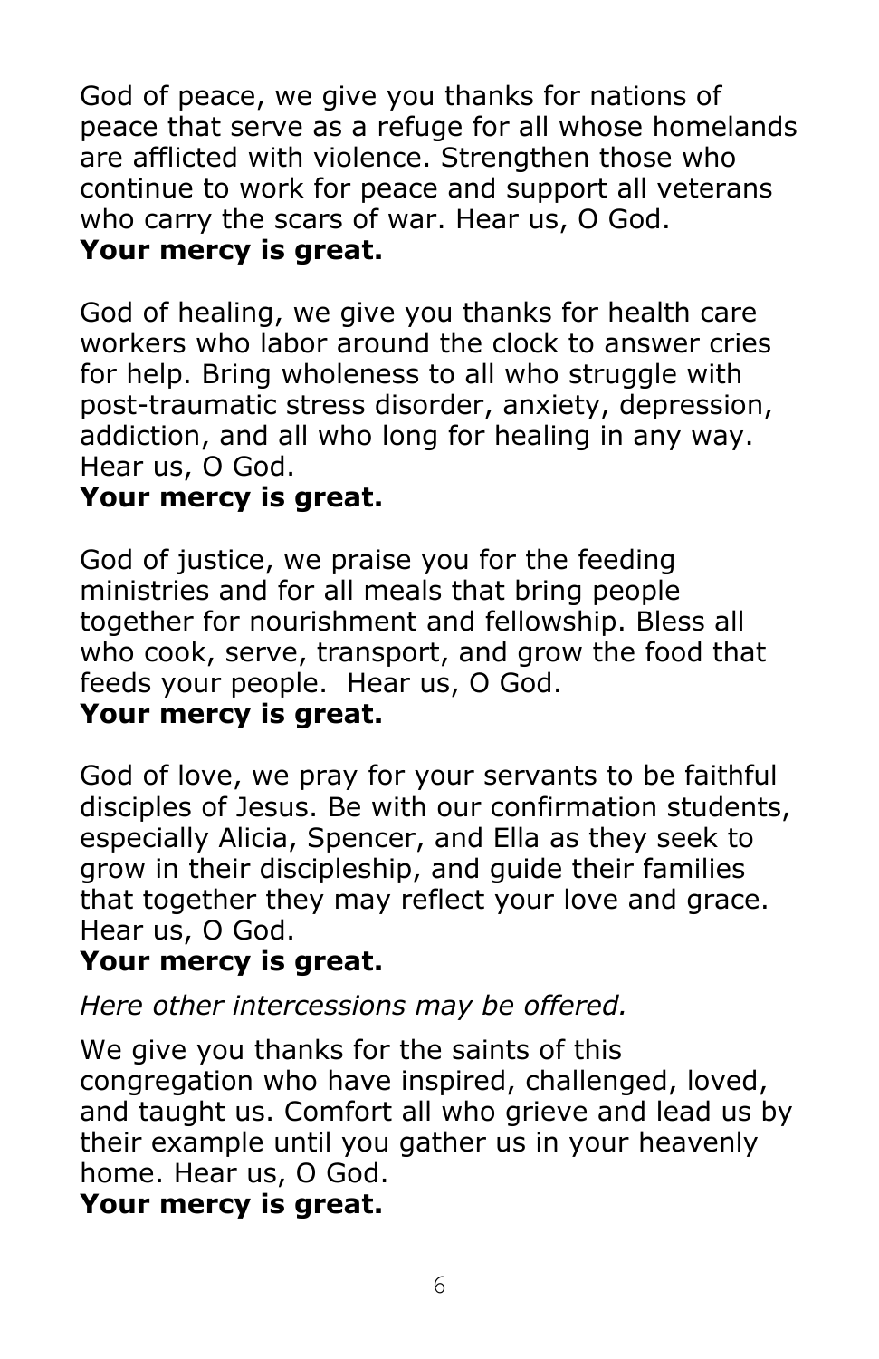God of peace, we give you thanks for nations of peace that serve as a refuge for all whose homelands are afflicted with violence. Strengthen those who continue to work for peace and support all veterans who carry the scars of war. Hear us, O God.
**Your mercy is great.**

God of healing, we give you thanks for health care workers who labor around the clock to answer cries for help. Bring wholeness to all who struggle with post-traumatic stress disorder, anxiety, depression, addiction, and all who long for healing in any way. Hear us, O God.
**Your mercy is great.**

God of justice, we praise you for the feeding ministries and for all meals that bring people together for nourishment and fellowship. Bless all who cook, serve, transport, and grow the food that feeds your people. Hear us, O God.
**Your mercy is great.**

God of love, we pray for your servants to be faithful disciples of Jesus. Be with our confirmation students, especially Alicia, Spencer, and Ella as they seek to grow in their discipleship, and guide their families that together they may reflect your love and grace. Hear us, O God.
**Your mercy is great.**

*Here other intercessions may be offered.*

We give you thanks for the saints of this congregation who have inspired, challenged, loved, and taught us. Comfort all who grieve and lead us by their example until you gather us in your heavenly home. Hear us, O God.
**Your mercy is great.**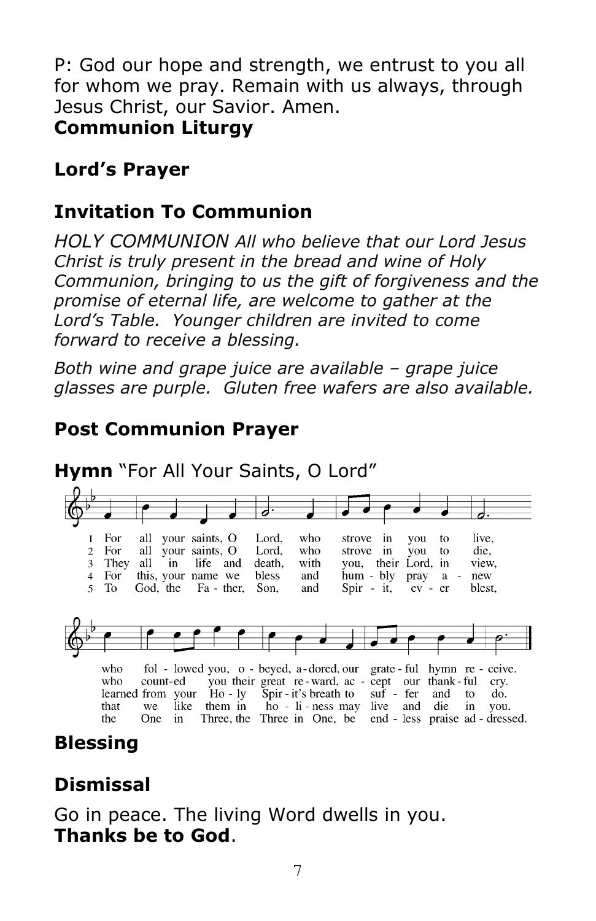P: God our hope and strength, we entrust to you all for whom we pray. Remain with us always, through Jesus Christ, our Savior. Amen.

**Communion Liturgy**

**Lord's Prayer**

**Invitation To Communion**

*HOLY COMMUNION All who believe that our Lord Jesus Christ is truly present in the bread and wine of Holy Communion, bringing to us the gift of forgiveness and the promise of eternal life, are welcome to gather at the Lord's Table. Younger children are invited to come forward to receive a blessing.*

*Both wine and grape juice are available – grape juice glasses are purple. Gluten free wafers are also available.*

**Post Communion Prayer**

**Hymn** "For All Your Saints, O Lord"

1 For all your saints, O Lord, who strove in you to live, who fol - lowed you, o - beyed, a-dored, our grate-ful hymn re - ceive.

2 For all your saints, O Lord, who strove in you to die, who count-ed you their great re-ward, ac - cept our thank-ful cry.

3 They all in life and death, with you, their Lord, in view, learned from your Ho - ly Spir - it's breath to suf - fer and to do.

4 For this, your name we bless and hum - bly pray a - new that we like them in ho - li - ness may live and die in you.

5 To God, the Fa - ther, Son, and Spir - it, ev - er blest, the One in Three, the Three in One, be end - less praise ad - dressed.

**Blessing**

**Dismissal**

Go in peace. The living Word dwells in you.
**Thanks be to God**.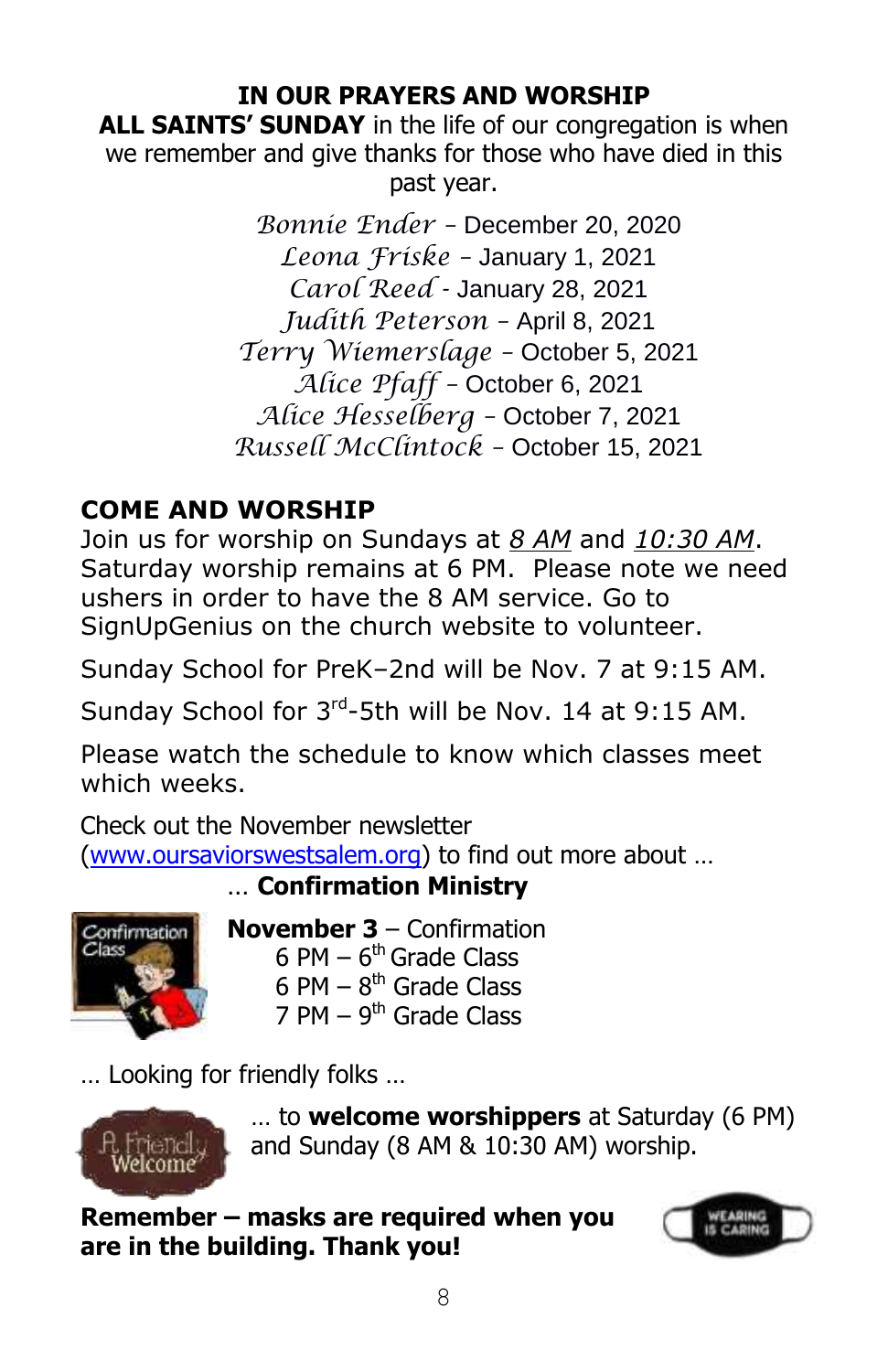## IN OUR PRAYERS AND WORSHIP

**ALL SAINTS' SUNDAY** in the life of our congregation is when we remember and give thanks for those who have died in this past year.

*Bonnie Ender* – December 20, 2020
*Leona Friske* – January 1, 2021
*Carol Reed* - January 28, 2021
*Judith Peterson* – April 8, 2021
*Terry Wiemerslage* – October 5, 2021
*Alice Pfaff* – October 6, 2021
*Alice Hesselberg* – October 7, 2021
*Russell McClintock* – October 15, 2021

## COME AND WORSHIP

Join us for worship on Sundays at *8 AM* and *10:30 AM*. Saturday worship remains at 6 PM. Please note we need ushers in order to have the 8 AM service. Go to SignUpGenius on the church website to volunteer.

Sunday School for PreK–2nd will be Nov. 7 at 9:15 AM.

Sunday School for 3rd-5th will be Nov. 14 at 9:15 AM.

Please watch the schedule to know which classes meet which weeks.

Check out the November newsletter (www.oursaviorswestsalem.org) to find out more about …

… **Confirmation Ministry**

**November 3** – Confirmation
6 PM – 6th Grade Class
6 PM – 8th Grade Class
7 PM – 9th Grade Class

… Looking for friendly folks …

… to **welcome worshippers** at Saturday (6 PM) and Sunday (8 AM & 10:30 AM) worship.

**Remember – masks are required when you are in the building. Thank you!**